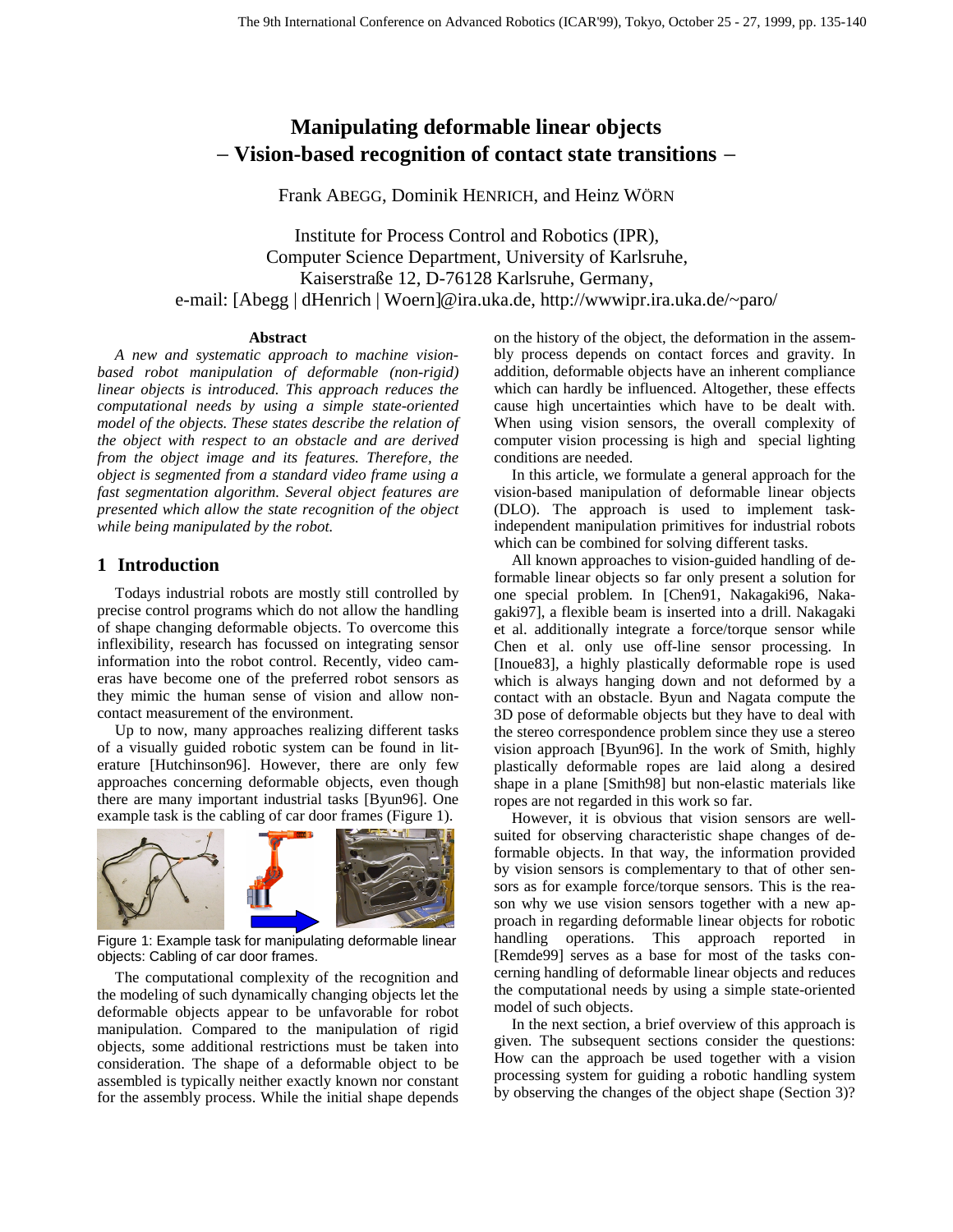# Manipulating deformable linear objects – Vision-based recognition of contact state transitions –

Frank ABEGG, Dominik HENRICH, and Heinz WÖRN

Institute for Process Control and Robotics (IPR),
Computer Science Department, University of Karlsruhe,
Kaiserstraße 12, D-76128 Karlsruhe, Germany,
e-mail: [Abegg | dHenrich | Woern]@ira.uka.de, http://wwwipr.ira.uka.de/~paro/

### Abstract

*A new and systematic approach to machine vision-based robot manipulation of deformable (non-rigid) linear objects is introduced. This approach reduces the computational needs by using a simple state-oriented model of the objects. These states describe the relation of the object with respect to an obstacle and are derived from the object image and its features. Therefore, the object is segmented from a standard video frame using a fast segmentation algorithm. Several object features are presented which allow the state recognition of the object while being manipulated by the robot.*

## 1 Introduction

Todays industrial robots are mostly still controlled by precise control programs which do not allow the handling of shape changing deformable objects. To overcome this inflexibility, research has focussed on integrating sensor information into the robot control. Recently, video cameras have become one of the preferred robot sensors as they mimic the human sense of vision and allow non-contact measurement of the environment.

Up to now, many approaches realizing different tasks of a visually guided robotic system can be found in literature [Hutchinson96]. However, there are only few approaches concerning deformable objects, even though there are many important industrial tasks [Byun96]. One example task is the cabling of car door frames (Figure 1).

Figure 1: Example task for manipulating deformable linear objects: Cabling of car door frames.

The computational complexity of the recognition and the modeling of such dynamically changing objects let the deformable objects appear to be unfavorable for robot manipulation. Compared to the manipulation of rigid objects, some additional restrictions must be taken into consideration. The shape of a deformable object to be assembled is typically neither exactly known nor constant for the assembly process. While the initial shape depends on the history of the object, the deformation in the assembly process depends on contact forces and gravity. In addition, deformable objects have an inherent compliance which can hardly be influenced. Altogether, these effects cause high uncertainties which have to be dealt with. When using vision sensors, the overall complexity of computer vision processing is high and special lighting conditions are needed.

In this article, we formulate a general approach for the vision-based manipulation of deformable linear objects (DLO). The approach is used to implement task-independent manipulation primitives for industrial robots which can be combined for solving different tasks.

All known approaches to vision-guided handling of deformable linear objects so far only present a solution for one special problem. In [Chen91, Nakagaki96, Nakagaki97], a flexible beam is inserted into a drill. Nakagaki et al. additionally integrate a force/torque sensor while Chen et al. only use off-line sensor processing. In [Inoue83], a highly plastically deformable rope is used which is always hanging down and not deformed by a contact with an obstacle. Byun and Nagata compute the 3D pose of deformable objects but they have to deal with the stereo correspondence problem since they use a stereo vision approach [Byun96]. In the work of Smith, highly plastically deformable ropes are laid along a desired shape in a plane [Smith98] but non-elastic materials like ropes are not regarded in this work so far.

However, it is obvious that vision sensors are well-suited for observing characteristic shape changes of deformable objects. In that way, the information provided by vision sensors is complementary to that of other sensors as for example force/torque sensors. This is the reason why we use vision sensors together with a new approach in regarding deformable linear objects for robotic handling operations. This approach reported in [Remde99] serves as a base for most of the tasks concerning handling of deformable linear objects and reduces the computational needs by using a simple state-oriented model of such objects.

In the next section, a brief overview of this approach is given. The subsequent sections consider the questions: How can the approach be used together with a vision processing system for guiding a robotic handling system by observing the changes of the object shape (Section 3)?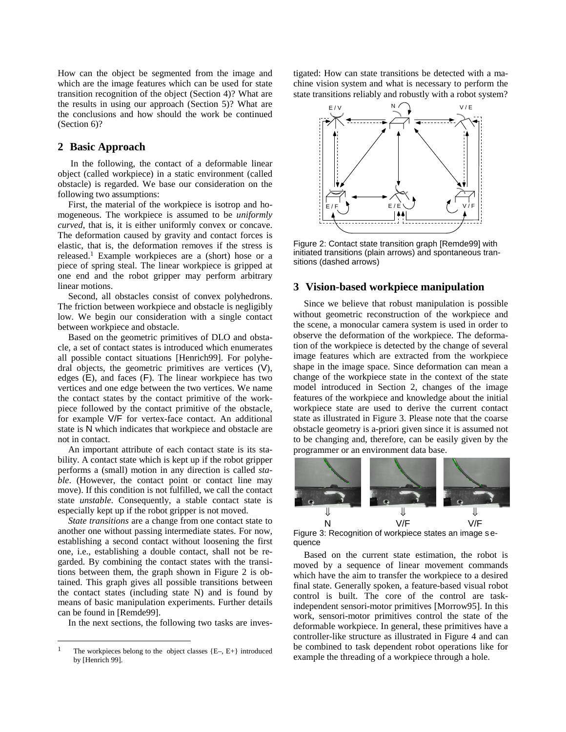How can the object be segmented from the image and which are the image features which can be used for state transition recognition of the object (Section 4)? What are the results in using our approach (Section 5)? What are the conclusions and how should the work be continued (Section 6)?

## 2 Basic Approach

In the following, the contact of a deformable linear object (called workpiece) in a static environment (called obstacle) is regarded. We base our consideration on the following two assumptions:

First, the material of the workpiece is isotrop and homogeneous. The workpiece is assumed to be *uniformly curved*, that is, it is either uniformly convex or concave. The deformation caused by gravity and contact forces is elastic, that is, the deformation removes if the stress is released.[1] Example workpieces are a (short) hose or a piece of spring steal. The linear workpiece is gripped at one end and the robot gripper may perform arbitrary linear motions.

Second, all obstacles consist of convex polyhedrons. The friction between workpiece and obstacle is negligibly low. We begin our consideration with a single contact between workpiece and obstacle.

Based on the geometric primitives of DLO and obstacle, a set of contact states is introduced which enumerates all possible contact situations [Henrich99]. For polyhedral objects, the geometric primitives are vertices (V), edges (E), and faces (F). The linear workpiece has two vertices and one edge between the two vertices. We name the contact states by the contact primitive of the workpiece followed by the contact primitive of the obstacle, for example V/F for vertex-face contact. An additional state is N which indicates that workpiece and obstacle are not in contact.

An important attribute of each contact state is its stability. A contact state which is kept up if the robot gripper performs a (small) motion in any direction is called *stable*. (However, the contact point or contact line may move). If this condition is not fulfilled, we call the contact state *unstable*. Consequently, a stable contact state is especially kept up if the robot gripper is not moved.

*State transitions* are a change from one contact state to another one without passing intermediate states. For now, establishing a second contact without loosening the first one, i.e., establishing a double contact, shall not be regarded. By combining the contact states with the transitions between them, the graph shown in Figure 2 is obtained. This graph gives all possible transitions between the contact states (including state N) and is found by means of basic manipulation experiments. Further details can be found in [Remde99].

In the next sections, the following two tasks are investigated: How can state transitions be detected with a machine vision system and what is necessary to perform the state transitions reliably and robustly with a robot system?

Figure 2: Contact state transition graph [Remde99] with initiated transitions (plain arrows) and spontaneous transitions (dashed arrows)

## 3 Vision-based workpiece manipulation

Since we believe that robust manipulation is possible without geometric reconstruction of the workpiece and the scene, a monocular camera system is used in order to observe the deformation of the workpiece. The deformation of the workpiece is detected by the change of several image features which are extracted from the workpiece shape in the image space. Since deformation can mean a change of the workpiece state in the context of the state model introduced in Section 2, changes of the image features of the workpiece and knowledge about the initial workpiece state are used to derive the current contact state as illustrated in Figure 3. Please note that the coarse obstacle geometry is a-priori given since it is assumed not to be changing and, therefore, can be easily given by the programmer or an environment data base.

Figure 3: Recognition of workpiece states an image sequence

Based on the current state estimation, the robot is moved by a sequence of linear movement commands which have the aim to transfer the workpiece to a desired final state. Generally spoken, a feature-based visual robot control is built. The core of the control are task-independent sensori-motor primitives [Morrow95]. In this work, sensori-motor primitives control the state of the deformable workpiece. In general, these primitives have a controller-like structure as illustrated in Figure 4 and can be combined to task dependent robot operations like for example the threading of a workpiece through a hole.

[1] The workpieces belong to the object classes {E–, E+} introduced by [Henrich 99].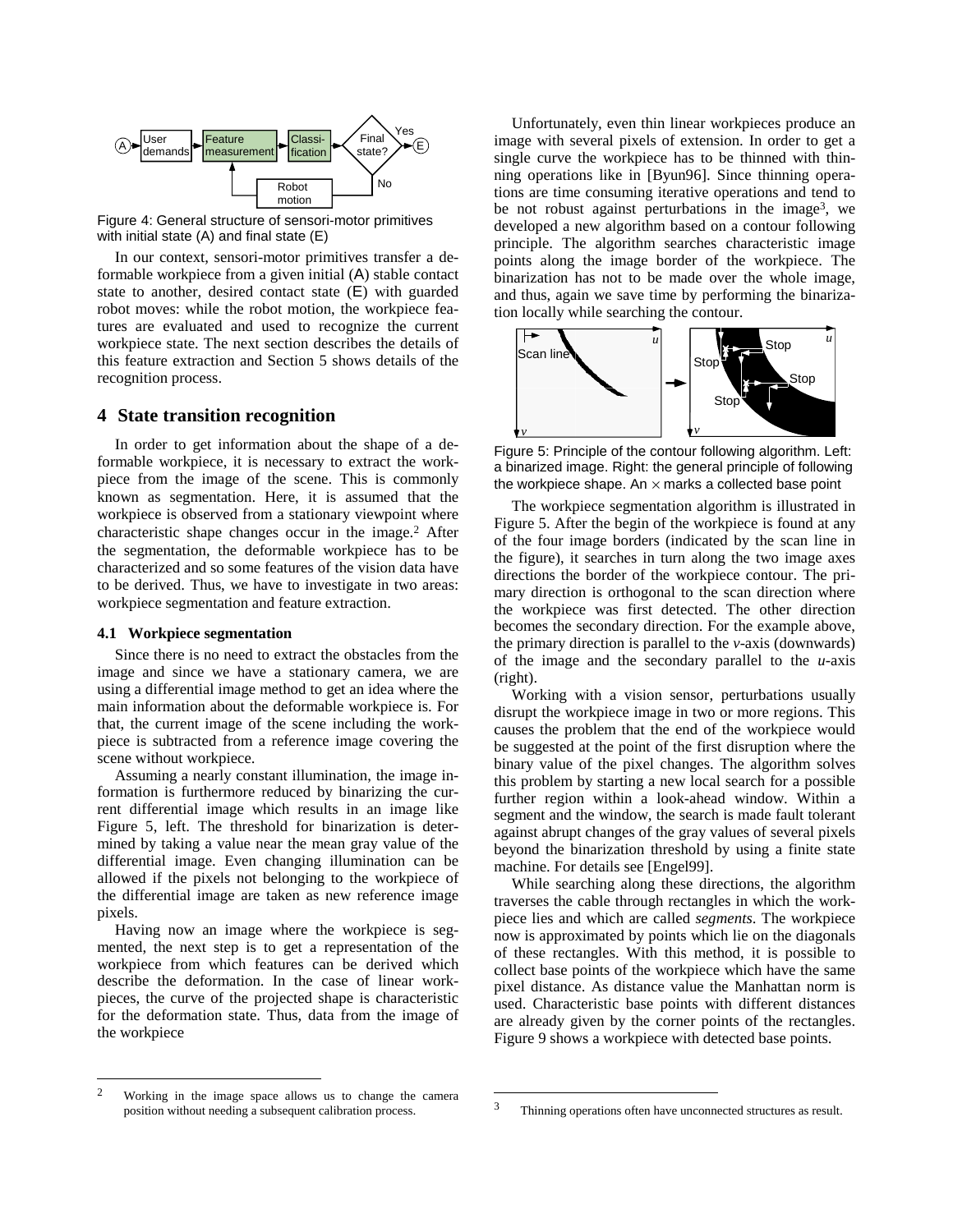Figure 4: General structure of sensori-motor primitives with initial state (A) and final state (E)

In our context, sensori-motor primitives transfer a deformable workpiece from a given initial (A) stable contact state to another, desired contact state (E) with guarded robot moves: while the robot motion, the workpiece features are evaluated and used to recognize the current workpiece state. The next section describes the details of this feature extraction and Section 5 shows details of the recognition process.

## 4 State transition recognition

In order to get information about the shape of a deformable workpiece, it is necessary to extract the workpiece from the image of the scene. This is commonly known as segmentation. Here, it is assumed that the workpiece is observed from a stationary viewpoint where characteristic shape changes occur in the image.[2] After the segmentation, the deformable workpiece has to be characterized and so some features of the vision data have to be derived. Thus, we have to investigate in two areas: workpiece segmentation and feature extraction.

### 4.1 Workpiece segmentation

Since there is no need to extract the obstacles from the image and since we have a stationary camera, we are using a differential image method to get an idea where the main information about the deformable workpiece is. For that, the current image of the scene including the workpiece is subtracted from a reference image covering the scene without workpiece.

Assuming a nearly constant illumination, the image information is furthermore reduced by binarizing the current differential image which results in an image like Figure 5, left. The threshold for binarization is determined by taking a value near the mean gray value of the differential image. Even changing illumination can be allowed if the pixels not belonging to the workpiece of the differential image are taken as new reference image pixels.

Having now an image where the workpiece is segmented, the next step is to get a representation of the workpiece from which features can be derived which describe the deformation. In the case of linear workpieces, the curve of the projected shape is characteristic for the deformation state. Thus, data from the image of the workpiece

Unfortunately, even thin linear workpieces produce an image with several pixels of extension. In order to get a single curve the workpiece has to be thinned with thinning operations like in [Byun96]. Since thinning operations are time consuming iterative operations and tend to be not robust against perturbations in the image[3], we developed a new algorithm based on a contour following principle. The algorithm searches characteristic image points along the image border of the workpiece. The binarization has not to be made over the whole image, and thus, again we save time by performing the binarization locally while searching the contour.

Figure 5: Principle of the contour following algorithm. Left: a binarized image. Right: the general principle of following the workpiece shape. An × marks a collected base point

The workpiece segmentation algorithm is illustrated in Figure 5. After the begin of the workpiece is found at any of the four image borders (indicated by the scan line in the figure), it searches in turn along the two image axes directions the border of the workpiece contour. The primary direction is orthogonal to the scan direction where the workpiece was first detected. The other direction becomes the secondary direction. For the example above, the primary direction is parallel to the *v*-axis (downwards) of the image and the secondary parallel to the *u*-axis (right).

Working with a vision sensor, perturbations usually disrupt the workpiece image in two or more regions. This causes the problem that the end of the workpiece would be suggested at the point of the first disruption where the binary value of the pixel changes. The algorithm solves this problem by starting a new local search for a possible further region within a look-ahead window. Within a segment and the window, the search is made fault tolerant against abrupt changes of the gray values of several pixels beyond the binarization threshold by using a finite state machine. For details see [Engel99].

While searching along these directions, the algorithm traverses the cable through rectangles in which the workpiece lies and which are called *segments*. The workpiece now is approximated by points which lie on the diagonals of these rectangles. With this method, it is possible to collect base points of the workpiece which have the same pixel distance. As distance value the Manhattan norm is used. Characteristic base points with different distances are already given by the corner points of the rectangles. Figure 9 shows a workpiece with detected base points.

---

[2] Working in the image space allows us to change the camera position without needing a subsequent calibration process.

[3] Thinning operations often have unconnected structures as result.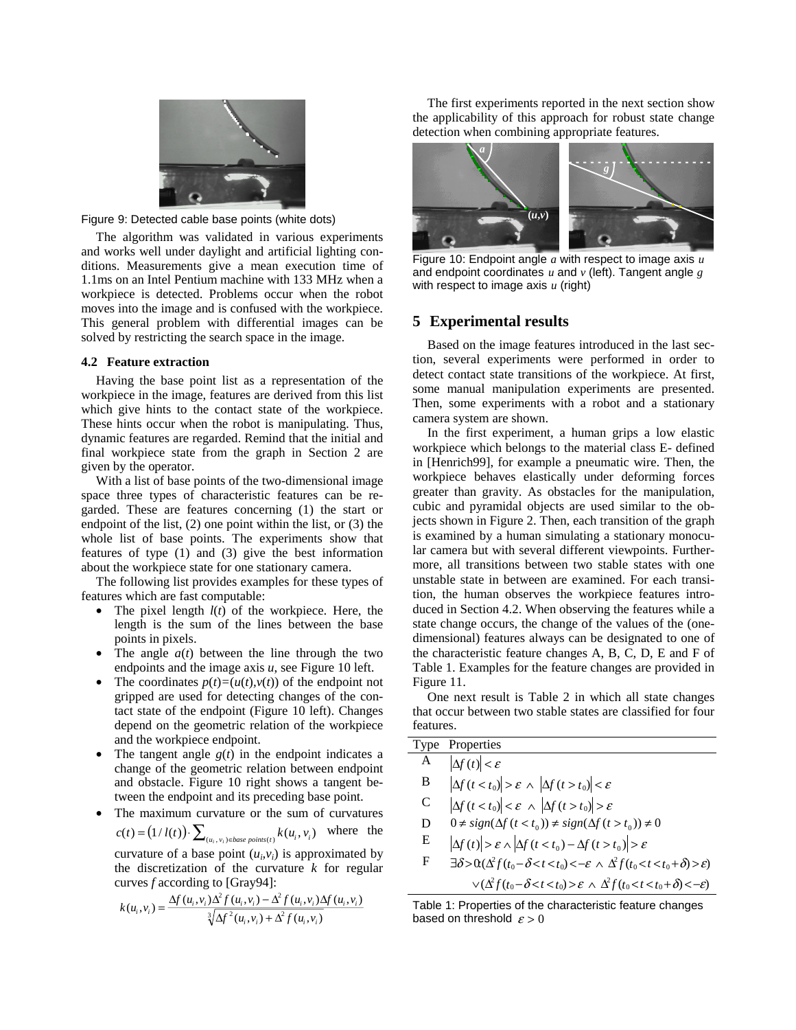Figure 9: Detected cable base points (white dots)

The algorithm was validated in various experiments and works well under daylight and artificial lighting conditions. Measurements give a mean execution time of 1.1ms on an Intel Pentium machine with 133 MHz when a workpiece is detected. Problems occur when the robot moves into the image and is confused with the workpiece. This general problem with differential images can be solved by restricting the search space in the image.

### 4.2 Feature extraction

Having the base point list as a representation of the workpiece in the image, features are derived from this list which give hints to the contact state of the workpiece. These hints occur when the robot is manipulating. Thus, dynamic features are regarded. Remind that the initial and final workpiece state from the graph in Section 2 are given by the operator.

With a list of base points of the two-dimensional image space three types of characteristic features can be regarded. These are features concerning (1) the start or endpoint of the list, (2) one point within the list, or (3) the whole list of base points. The experiments show that features of type (1) and (3) give the best information about the workpiece state for one stationary camera.

The following list provides examples for these types of features which are fast computable:

- The pixel length $l(t)$ of the workpiece. Here, the length is the sum of the lines between the base points in pixels.
- The angle $a(t)$ between the line through the two endpoints and the image axis $u$, see Figure 10 left.
- The coordinates $p(t)=(u(t),v(t))$ of the endpoint not gripped are used for detecting changes of the contact state of the endpoint (Figure 10 left). Changes depend on the geometric relation of the workpiece and the workpiece endpoint.
- The tangent angle $g(t)$ in the endpoint indicates a change of the geometric relation between endpoint and obstacle. Figure 10 right shows a tangent between the endpoint and its preceding base point.
- The maximum curvature or the sum of curvatures $c(t) = \left(1/l(t)\right) \cdot \sum_{(u_i,v_i) \in base\ points(t)} k(u_i,v_i)$ where the curvature of a base point $(u_i,v_i)$ is approximated by the discretization of the curvature $k$ for regular curves $f$ according to [Gray94]:

$$k(u_i,v_i) = \frac{\Delta f(u_i,v_i)\Delta^2 f(u_i,v_i) - \Delta^2 f(u_i,v_i)\Delta f(u_i,v_i)}{\sqrt[3]{\Delta f^2(u_i,v_i) + \Delta^2 f(u_i,v_i)}}$$

The first experiments reported in the next section show the applicability of this approach for robust state change detection when combining appropriate features.

Figure 10: Endpoint angle $a$ with respect to image axis $u$ and endpoint coordinates $u$ and $v$ (left). Tangent angle $g$ with respect to image axis $u$ (right)

## 5 Experimental results

Based on the image features introduced in the last section, several experiments were performed in order to detect contact state transitions of the workpiece. At first, some manual manipulation experiments are presented. Then, some experiments with a robot and a stationary camera system are shown.

In the first experiment, a human grips a low elastic workpiece which belongs to the material class E- defined in [Henrich99], for example a pneumatic wire. Then, the workpiece behaves elastically under deforming forces greater than gravity. As obstacles for the manipulation, cubic and pyramidal objects are used similar to the objects shown in Figure 2. Then, each transition of the graph is examined by a human simulating a stationary monocular camera but with several different viewpoints. Furthermore, all transitions between two stable states with one unstable state in between are examined. For each transition, the human observes the workpiece features introduced in Section 4.2. When observing the features while a state change occurs, the change of the values of the (one-dimensional) features always can be designated to one of the characteristic feature changes A, B, C, D, E and F of Table 1. Examples for the feature changes are provided in Figure 11.

One next result is Table 2 in which all state changes that occur between two stable states are classified for four features.

| Type | Properties |
|---|---|
| A | $\lvert \Delta f(t) \rvert < \varepsilon$ |
| B | $\lvert \Delta f(t<t_0) \rvert > \varepsilon \ \wedge \ \lvert \Delta f(t>t_0) \rvert < \varepsilon$ |
| C | $\lvert \Delta f(t<t_0) \rvert < \varepsilon \ \wedge \ \lvert \Delta f(t>t_0) \rvert > \varepsilon$ |
| D | $0 \neq sign(\Delta f(t<t_0)) \neq sign(\Delta f(t>t_0)) \neq 0$ |
| E | $\lvert \Delta f(t) \rvert > \varepsilon \wedge \lvert \Delta f(t<t_0) - \Delta f(t>t_0) \rvert > \varepsilon$ |
| F | $\exists \delta > 0 (\Delta^2 f(t_0-\delta<t<t_0) < -\varepsilon \ \wedge \ \Delta^2 f(t_0<t<t_0+\delta) > \varepsilon)$ $\vee (\Delta^2 f(t_0-\delta<t<t_0) > \varepsilon \ \wedge \ \Delta^2 f(t_0<t<t_0+\delta) < -\varepsilon)$ |

Table 1: Properties of the characteristic feature changes based on threshold $\varepsilon > 0$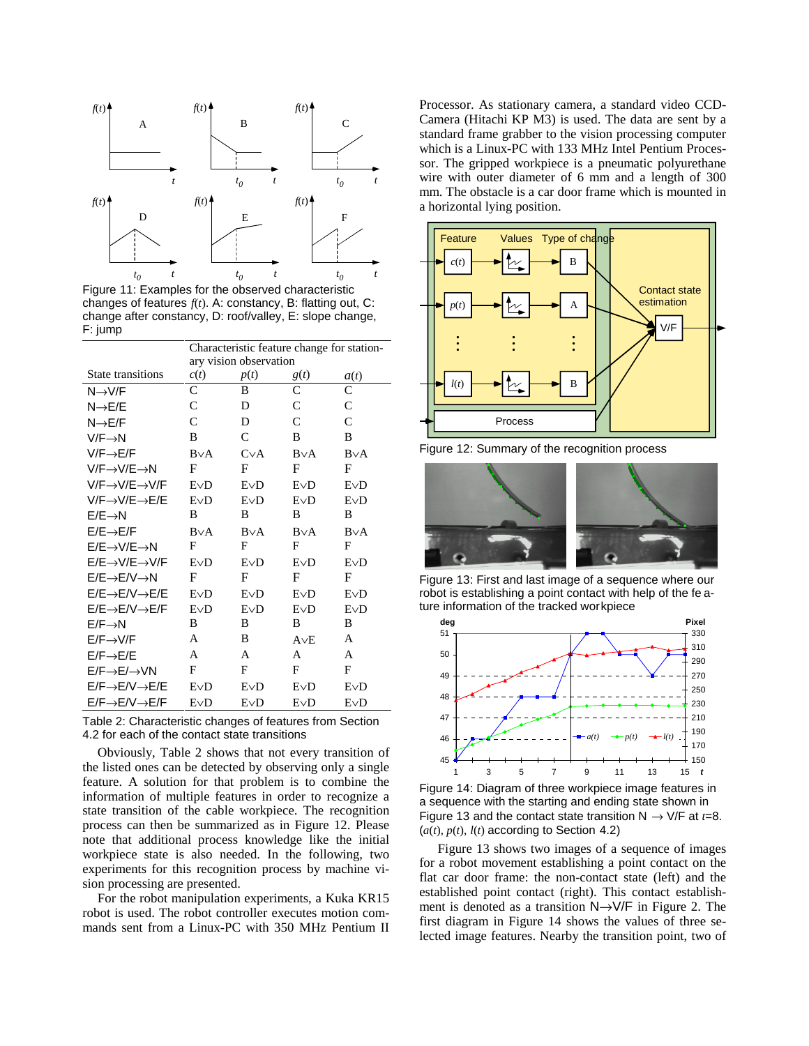Figure 11: Examples for the observed characteristic changes of features $f(t)$. A: constancy, B: flatting out, C: change after constancy, D: roof/valley, E: slope change, F: jump

| State transitions | Characteristic feature change for stationary vision observation $c(t)$ | $p(t)$ | $g(t)$ | $a(t)$ |
|---|---|---|---|---|
| N→V/F | C | B | C | C |
| N→E/E | C | D | C | C |
| N→E/F | C | D | C | C |
| V/F→N | B | C | B | B |
| V/F→E/F | B∨A | C∨A | B∨A | B∨A |
| V/F→V/E→N | F | F | F | F |
| V/F→V/E→V/F | E∨D | E∨D | E∨D | E∨D |
| V/F→V/E→E/E | E∨D | E∨D | E∨D | E∨D |
| E/E→N | B | B | B | B |
| E/E→E/F | B∨A | B∨A | B∨A | B∨A |
| E/E→V/E→N | F | F | F | F |
| E/E→V/E→V/F | E∨D | E∨D | E∨D | E∨D |
| E/E→E/V→N | F | F | F | F |
| E/E→E/V→E/E | E∨D | E∨D | E∨D | E∨D |
| E/E→E/V→E/F | E∨D | E∨D | E∨D | E∨D |
| E/F→N | B | B | B | B |
| E/F→V/F | A | B | A∨E | A |
| E/F→E/E | A | A | A | A |
| E/F→E/→VN | F | F | F | F |
| E/F→E/V→E/E | E∨D | E∨D | E∨D | E∨D |
| E/F→E/V→E/F | E∨D | E∨D | E∨D | E∨D |

Table 2: Characteristic changes of features from Section 4.2 for each of the contact state transitions

Obviously, Table 2 shows that not every transition of the listed ones can be detected by observing only a single feature. A solution for that problem is to combine the information of multiple features in order to recognize a state transition of the cable workpiece. The recognition process can then be summarized as in Figure 12. Please note that additional process knowledge like the initial workpiece state is also needed. In the following, two experiments for this recognition process by machine vision processing are presented.

For the robot manipulation experiments, a Kuka KR15 robot is used. The robot controller executes motion commands sent from a Linux-PC with 350 MHz Pentium II Processor. As stationary camera, a standard video CCD-Camera (Hitachi KP M3) is used. The data are sent by a standard frame grabber to the vision processing computer which is a Linux-PC with 133 MHz Intel Pentium Processor. The gripped workpiece is a pneumatic polyurethane wire with outer diameter of 6 mm and a length of 300 mm. The obstacle is a car door frame which is mounted in a horizontal lying position.

Figure 12: Summary of the recognition process

Figure 13: First and last image of a sequence where our robot is establishing a point contact with help of the feature information of the tracked workpiece

Figure 14: Diagram of three workpiece image features in a sequence with the starting and ending state shown in Figure 13 and the contact state transition N → V/F at $t$=8. ($a(t)$, $p(t)$, $l(t)$ according to Section 4.2)

Figure 13 shows two images of a sequence of images for a robot movement establishing a point contact on the flat car door frame: the non-contact state (left) and the established point contact (right). This contact establishment is denoted as a transition N→V/F in Figure 2. The first diagram in Figure 14 shows the values of three selected image features. Nearby the transition point, two of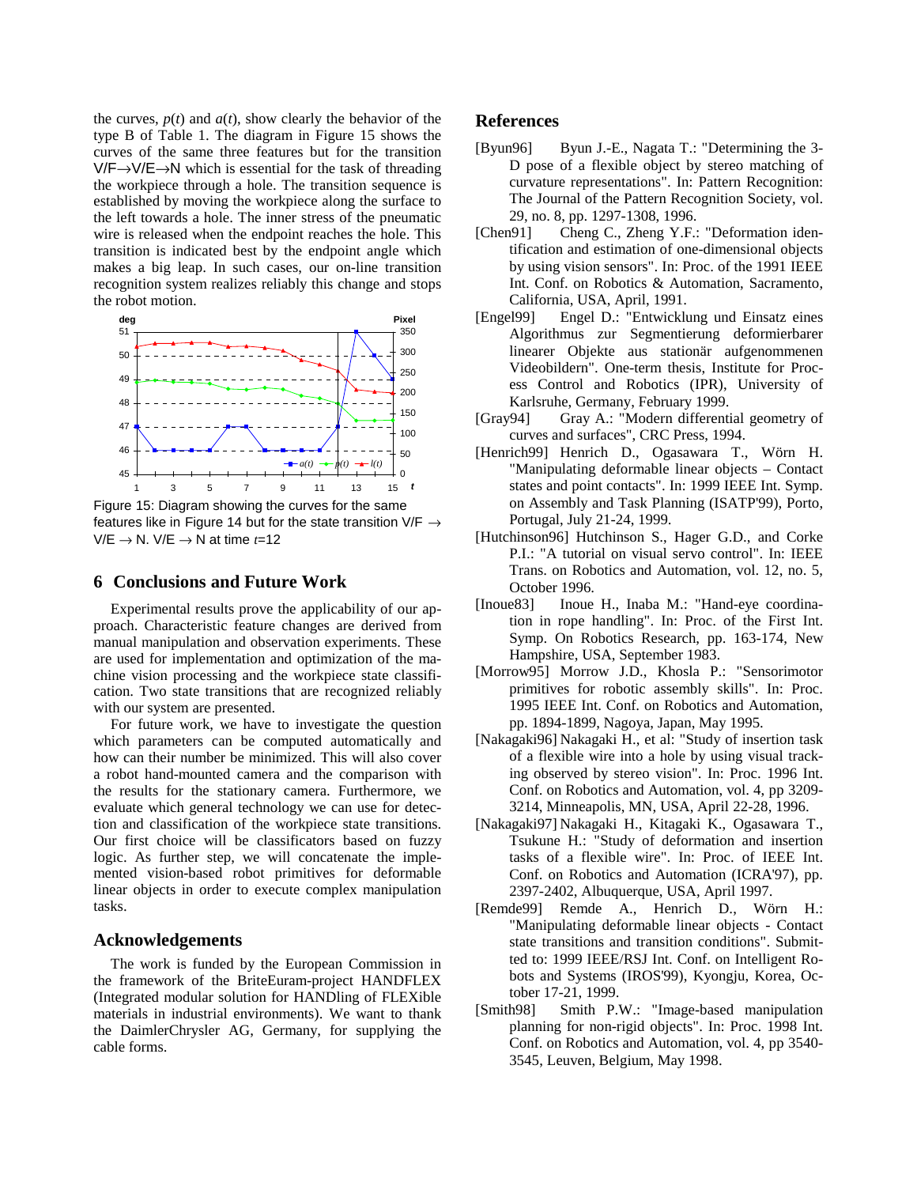the curves, $p(t)$ and $a(t)$, show clearly the behavior of the type B of Table 1. The diagram in Figure 15 shows the curves of the same three features but for the transition V/F→V/E→N which is essential for the task of threading the workpiece through a hole. The transition sequence is established by moving the workpiece along the surface to the left towards a hole. The inner stress of the pneumatic wire is released when the endpoint reaches the hole. This transition is indicated best by the endpoint angle which makes a big leap. In such cases, our on-line transition recognition system realizes reliably this change and stops the robot motion.

deg
51
50
49
48
47
46
45
1 3 5 7 9 11 13 15 t
Pixel
350
300
250
200
150
100
50
0
a(t) p(t) l(t)

Figure 15: Diagram showing the curves for the same features like in Figure 14 but for the state transition V/F → V/E → N. V/E → N at time $t$=12

## 6 Conclusions and Future Work

Experimental results prove the applicability of our approach. Characteristic feature changes are derived from manual manipulation and observation experiments. These are used for implementation and optimization of the machine vision processing and the workpiece state classification. Two state transitions that are recognized reliably with our system are presented.

For future work, we have to investigate the question which parameters can be computed automatically and how can their number be minimized. This will also cover a robot hand-mounted camera and the comparison with the results for the stationary camera. Furthermore, we evaluate which general technology we can use for detection and classification of the workpiece state transitions. Our first choice will be classificators based on fuzzy logic. As further step, we will concatenate the implemented vision-based robot primitives for deformable linear objects in order to execute complex manipulation tasks.

## Acknowledgements

The work is funded by the European Commission in the framework of the BriteEuram-project HANDFLEX (Integrated modular solution for HANDling of FLEXible materials in industrial environments). We want to thank the DaimlerChrysler AG, Germany, for supplying the cable forms.

## References

[Byun96] Byun J.-E., Nagata T.: "Determining the 3-D pose of a flexible object by stereo matching of curvature representations". In: Pattern Recognition: The Journal of the Pattern Recognition Society, vol. 29, no. 8, pp. 1297-1308, 1996.

[Chen91] Cheng C., Zheng Y.F.: "Deformation identification and estimation of one-dimensional objects by using vision sensors". In: Proc. of the 1991 IEEE Int. Conf. on Robotics & Automation, Sacramento, California, USA, April, 1991.

[Engel99] Engel D.: "Entwicklung und Einsatz eines Algorithmus zur Segmentierung deformierbarer linearer Objekte aus stationär aufgenommenen Videobildern". One-term thesis, Institute for Process Control and Robotics (IPR), University of Karlsruhe, Germany, February 1999.

[Gray94] Gray A.: "Modern differential geometry of curves and surfaces", CRC Press, 1994.

[Henrich99] Henrich D., Ogasawara T., Wörn H. "Manipulating deformable linear objects – Contact states and point contacts". In: 1999 IEEE Int. Symp. on Assembly and Task Planning (ISATP'99), Porto, Portugal, July 21-24, 1999.

[Hutchinson96] Hutchinson S., Hager G.D., and Corke P.I.: "A tutorial on visual servo control". In: IEEE Trans. on Robotics and Automation, vol. 12, no. 5, October 1996.

[Inoue83] Inoue H., Inaba M.: "Hand-eye coordination in rope handling". In: Proc. of the First Int. Symp. On Robotics Research, pp. 163-174, New Hampshire, USA, September 1983.

[Morrow95] Morrow J.D., Khosla P.: "Sensorimotor primitives for robotic assembly skills". In: Proc. 1995 IEEE Int. Conf. on Robotics and Automation, pp. 1894-1899, Nagoya, Japan, May 1995.

[Nakagaki96] Nakagaki H., et al: "Study of insertion task of a flexible wire into a hole by using visual tracking observed by stereo vision". In: Proc. 1996 Int. Conf. on Robotics and Automation, vol. 4, pp 3209-3214, Minneapolis, MN, USA, April 22-28, 1996.

[Nakagaki97] Nakagaki H., Kitagaki K., Ogasawara T., Tsukune H.: "Study of deformation and insertion tasks of a flexible wire". In: Proc. of IEEE Int. Conf. on Robotics and Automation (ICRA'97), pp. 2397-2402, Albuquerque, USA, April 1997.

[Remde99] Remde A., Henrich D., Wörn H.: "Manipulating deformable linear objects - Contact state transitions and transition conditions". Submitted to: 1999 IEEE/RSJ Int. Conf. on Intelligent Robots and Systems (IROS'99), Kyongju, Korea, October 17-21, 1999.

[Smith98] Smith P.W.: "Image-based manipulation planning for non-rigid objects". In: Proc. 1998 Int. Conf. on Robotics and Automation, vol. 4, pp 3540-3545, Leuven, Belgium, May 1998.